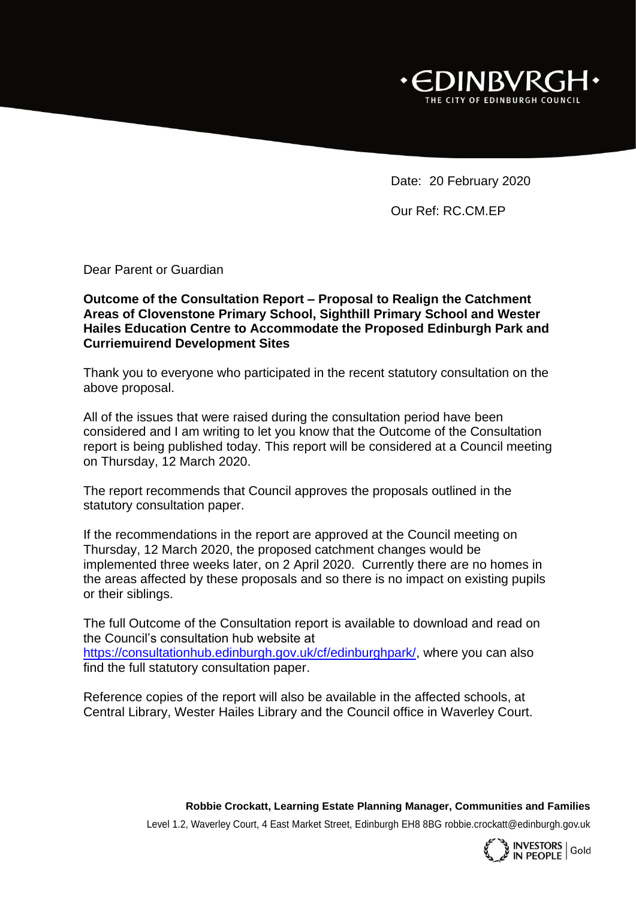•EDINBVRGH•
THE CITY OF EDINBURGH COUNCIL

Date: 20 February 2020

Our Ref: RC.CM.EP

Dear Parent or Guardian

**Outcome of the Consultation Report – Proposal to Realign the Catchment Areas of Clovenstone Primary School, Sighthill Primary School and Wester Hailes Education Centre to Accommodate the Proposed Edinburgh Park and Curriemuirend Development Sites**

Thank you to everyone who participated in the recent statutory consultation on the above proposal.

All of the issues that were raised during the consultation period have been considered and I am writing to let you know that the Outcome of the Consultation report is being published today. This report will be considered at a Council meeting on Thursday, 12 March 2020.

The report recommends that Council approves the proposals outlined in the statutory consultation paper.

If the recommendations in the report are approved at the Council meeting on Thursday, 12 March 2020, the proposed catchment changes would be implemented three weeks later, on 2 April 2020. Currently there are no homes in the areas affected by these proposals and so there is no impact on existing pupils or their siblings.

The full Outcome of the Consultation report is available to download and read on the Council's consultation hub website at https://consultationhub.edinburgh.gov.uk/cf/edinburghpark/, where you can also find the full statutory consultation paper.

Reference copies of the report will also be available in the affected schools, at Central Library, Wester Hailes Library and the Council office in Waverley Court.

**Robbie Crockatt, Learning Estate Planning Manager, Communities and Families**

Level 1.2, Waverley Court, 4 East Market Street, Edinburgh EH8 8BG robbie.crockatt@edinburgh.gov.uk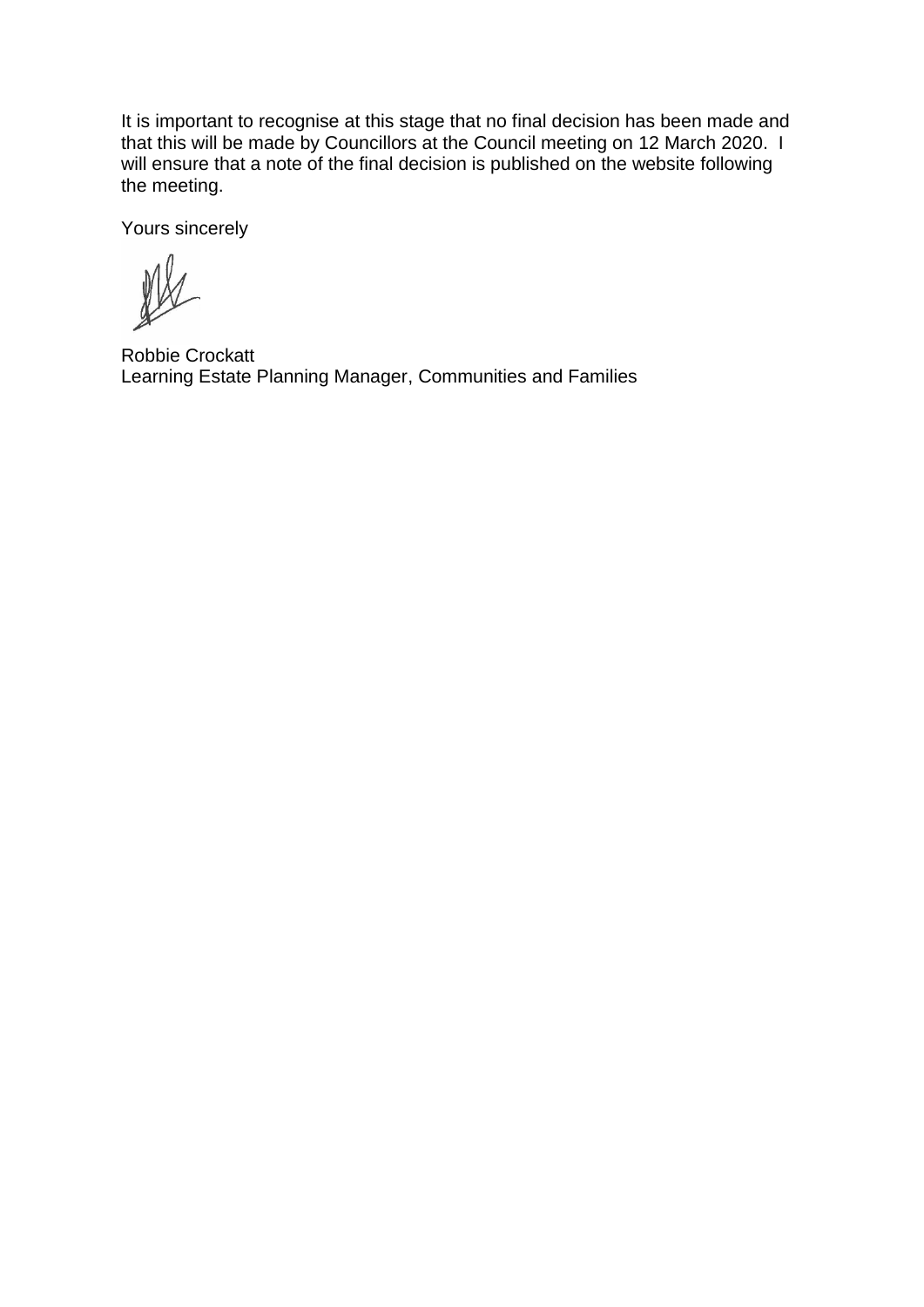It is important to recognise at this stage that no final decision has been made and that this will be made by Councillors at the Council meeting on 12 March 2020. I will ensure that a note of the final decision is published on the website following the meeting.

Yours sincerely

Robbie Crockatt
Learning Estate Planning Manager, Communities and Families